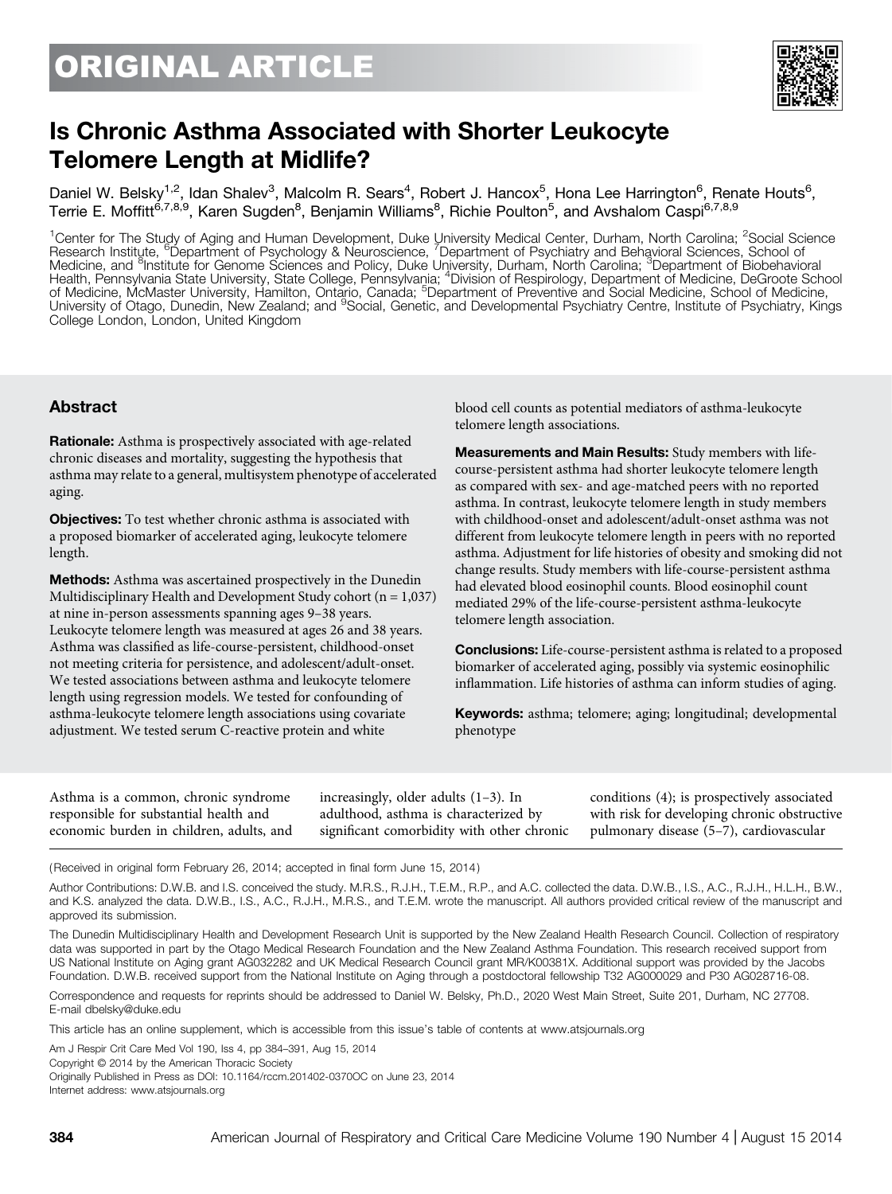ORIGINAL ARTICLE

# Is Chronic Asthma Associated with Shorter Leukocyte Telomere Length at Midlife?

Daniel W. Belsky[1,2], Idan Shalev[3], Malcolm R. Sears[4], Robert J. Hancox[5], Hona Lee Harrington[6], Renate Houts[6], Terrie E. Moffitt[6,7,8,9], Karen Sugden[8], Benjamin Williams[8], Richie Poulton[5], and Avshalom Caspi[6,7,8,9]

[1]Center for The Study of Aging and Human Development, Duke University Medical Center, Durham, North Carolina; [2]Social Science Research Institute, [6]Department of Psychology & Neuroscience, [7]Department of Psychiatry and Behavioral Sciences, School of Medicine, and [8]Institute for Genome Sciences and Policy, Duke University, Durham, North Carolina; [3]Department of Biobehavioral Health, Pennsylvania State University, State College, Pennsylvania; [4]Division of Respirology, Department of Medicine, DeGroote School of Medicine, McMaster University, Hamilton, Ontario, Canada; [5]Department of Preventive and Social Medicine, School of Medicine, University of Otago, Dunedin, New Zealand; and [9]Social, Genetic, and Developmental Psychiatry Centre, Institute of Psychiatry, Kings College London, London, United Kingdom

## Abstract

**Rationale:** Asthma is prospectively associated with age-related chronic diseases and mortality, suggesting the hypothesis that asthma may relate to a general, multisystem phenotype of accelerated aging.

**Objectives:** To test whether chronic asthma is associated with a proposed biomarker of accelerated aging, leukocyte telomere length.

**Methods:** Asthma was ascertained prospectively in the Dunedin Multidisciplinary Health and Development Study cohort (n = 1,037) at nine in-person assessments spanning ages 9–38 years. Leukocyte telomere length was measured at ages 26 and 38 years. Asthma was classified as life-course-persistent, childhood-onset not meeting criteria for persistence, and adolescent/adult-onset. We tested associations between asthma and leukocyte telomere length using regression models. We tested for confounding of asthma-leukocyte telomere length associations using covariate adjustment. We tested serum C-reactive protein and white blood cell counts as potential mediators of asthma-leukocyte telomere length associations.

**Measurements and Main Results:** Study members with life-course-persistent asthma had shorter leukocyte telomere length as compared with sex- and age-matched peers with no reported asthma. In contrast, leukocyte telomere length in study members with childhood-onset and adolescent/adult-onset asthma was not different from leukocyte telomere length in peers with no reported asthma. Adjustment for life histories of obesity and smoking did not change results. Study members with life-course-persistent asthma had elevated blood eosinophil counts. Blood eosinophil count mediated 29% of the life-course-persistent asthma-leukocyte telomere length association.

**Conclusions:** Life-course-persistent asthma is related to a proposed biomarker of accelerated aging, possibly via systemic eosinophilic inflammation. Life histories of asthma can inform studies of aging.

**Keywords:** asthma; telomere; aging; longitudinal; developmental phenotype

Asthma is a common, chronic syndrome responsible for substantial health and economic burden in children, adults, and increasingly, older adults (1–3). In adulthood, asthma is characterized by significant comorbidity with other chronic conditions (4); is prospectively associated with risk for developing chronic obstructive pulmonary disease (5–7), cardiovascular

(Received in original form February 26, 2014; accepted in final form June 15, 2014)

Author Contributions: D.W.B. and I.S. conceived the study. M.R.S., R.J.H., T.E.M., R.P., and A.C. collected the data. D.W.B., I.S., A.C., R.J.H., H.L.H., B.W., and K.S. analyzed the data. D.W.B., I.S., A.C., R.J.H., M.R.S., and T.E.M. wrote the manuscript. All authors provided critical review of the manuscript and approved its submission.

The Dunedin Multidisciplinary Health and Development Research Unit is supported by the New Zealand Health Research Council. Collection of respiratory data was supported in part by the Otago Medical Research Foundation and the New Zealand Asthma Foundation. This research received support from US National Institute on Aging grant AG032282 and UK Medical Research Council grant MR/K00381X. Additional support was provided by the Jacobs Foundation. D.W.B. received support from the National Institute on Aging through a postdoctoral fellowship T32 AG000029 and P30 AG028716-08.

Correspondence and requests for reprints should be addressed to Daniel W. Belsky, Ph.D., 2020 West Main Street, Suite 201, Durham, NC 27708. E-mail dbelsky@duke.edu

This article has an online supplement, which is accessible from this issue's table of contents at www.atsjournals.org

Am J Respir Crit Care Med Vol 190, Iss 4, pp 384–391, Aug 15, 2014
Copyright © 2014 by the American Thoracic Society
Originally Published in Press as DOI: 10.1164/rccm.201402-0370OC on June 23, 2014
Internet address: www.atsjournals.org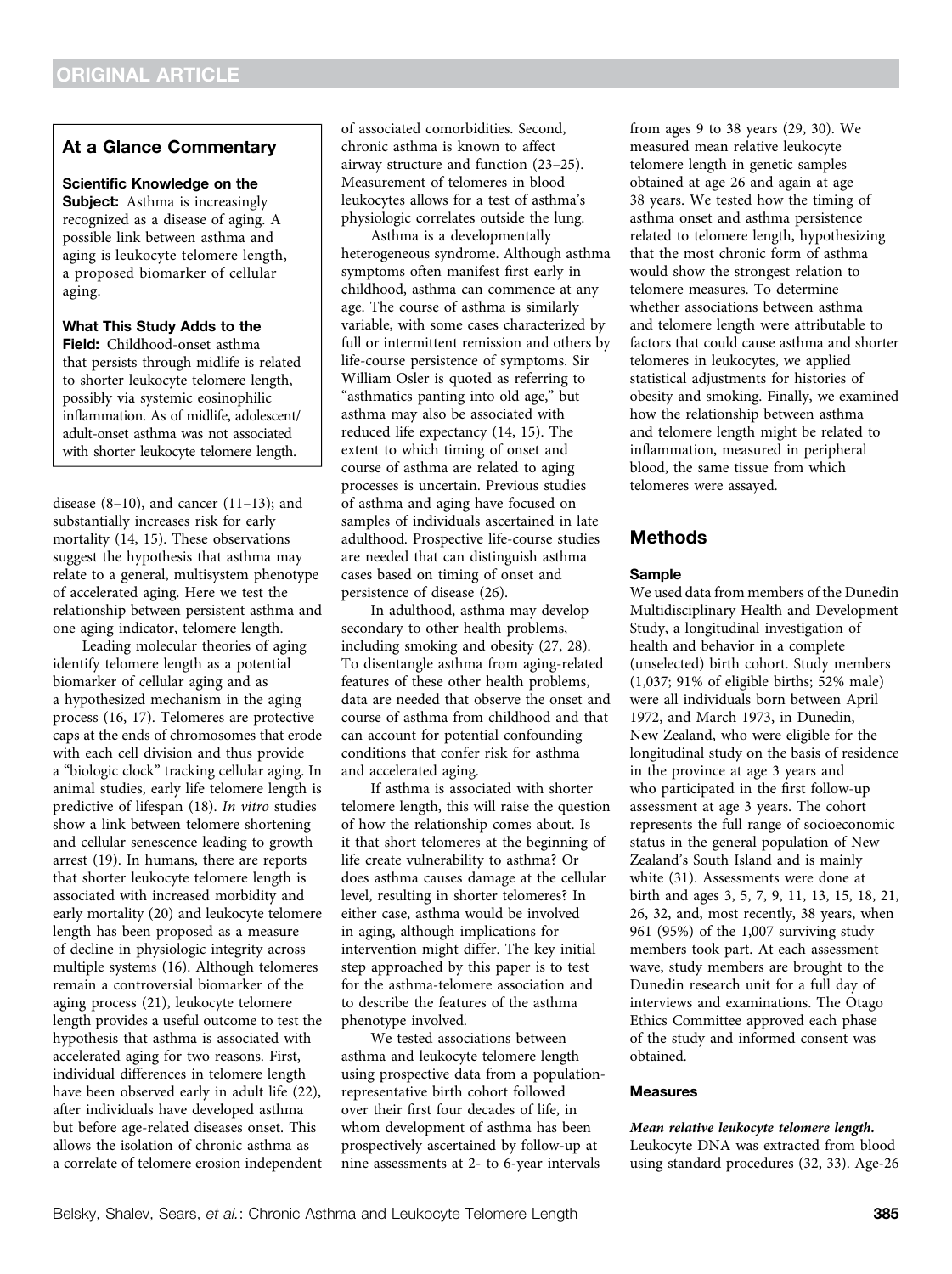## At a Glance Commentary

**Scientific Knowledge on the Subject:** Asthma is increasingly recognized as a disease of aging. A possible link between asthma and aging is leukocyte telomere length, a proposed biomarker of cellular aging.

**What This Study Adds to the Field:** Childhood-onset asthma that persists through midlife is related to shorter leukocyte telomere length, possibly via systemic eosinophilic inflammation. As of midlife, adolescent/adult-onset asthma was not associated with shorter leukocyte telomere length.

disease (8–10), and cancer (11–13); and substantially increases risk for early mortality (14, 15). These observations suggest the hypothesis that asthma may relate to a general, multisystem phenotype of accelerated aging. Here we test the relationship between persistent asthma and one aging indicator, telomere length.

Leading molecular theories of aging identify telomere length as a potential biomarker of cellular aging and as a hypothesized mechanism in the aging process (16, 17). Telomeres are protective caps at the ends of chromosomes that erode with each cell division and thus provide a "biologic clock" tracking cellular aging. In animal studies, early life telomere length is predictive of lifespan (18). *In vitro* studies show a link between telomere shortening and cellular senescence leading to growth arrest (19). In humans, there are reports that shorter leukocyte telomere length is associated with increased morbidity and early mortality (20) and leukocyte telomere length has been proposed as a measure of decline in physiologic integrity across multiple systems (16). Although telomeres remain a controversial biomarker of the aging process (21), leukocyte telomere length provides a useful outcome to test the hypothesis that asthma is associated with accelerated aging for two reasons. First, individual differences in telomere length have been observed early in adult life (22), after individuals have developed asthma but before age-related diseases onset. This allows the isolation of chronic asthma as a correlate of telomere erosion independent of associated comorbidities. Second, chronic asthma is known to affect airway structure and function (23–25). Measurement of telomeres in blood leukocytes allows for a test of asthma's physiologic correlates outside the lung.

Asthma is a developmentally heterogeneous syndrome. Although asthma symptoms often manifest first early in childhood, asthma can commence at any age. The course of asthma is similarly variable, with some cases characterized by full or intermittent remission and others by life-course persistence of symptoms. Sir William Osler is quoted as referring to "asthmatics panting into old age," but asthma may also be associated with reduced life expectancy (14, 15). The extent to which timing of onset and course of asthma are related to aging processes is uncertain. Previous studies of asthma and aging have focused on samples of individuals ascertained in late adulthood. Prospective life-course studies are needed that can distinguish asthma cases based on timing of onset and persistence of disease (26).

In adulthood, asthma may develop secondary to other health problems, including smoking and obesity (27, 28). To disentangle asthma from aging-related features of these other health problems, data are needed that observe the onset and course of asthma from childhood and that can account for potential confounding conditions that confer risk for asthma and accelerated aging.

If asthma is associated with shorter telomere length, this will raise the question of how the relationship comes about. Is it that short telomeres at the beginning of life create vulnerability to asthma? Or does asthma causes damage at the cellular level, resulting in shorter telomeres? In either case, asthma would be involved in aging, although implications for intervention might differ. The key initial step approached by this paper is to test for the asthma-telomere association and to describe the features of the asthma phenotype involved.

We tested associations between asthma and leukocyte telomere length using prospective data from a population-representative birth cohort followed over their first four decades of life, in whom development of asthma has been prospectively ascertained by follow-up at nine assessments at 2- to 6-year intervals from ages 9 to 38 years (29, 30). We measured mean relative leukocyte telomere length in genetic samples obtained at age 26 and again at age 38 years. We tested how the timing of asthma onset and asthma persistence related to telomere length, hypothesizing that the most chronic form of asthma would show the strongest relation to telomere measures. To determine whether associations between asthma and telomere length were attributable to factors that could cause asthma and shorter telomeres in leukocytes, we applied statistical adjustments for histories of obesity and smoking. Finally, we examined how the relationship between asthma and telomere length might be related to inflammation, measured in peripheral blood, the same tissue from which telomeres were assayed.

## Methods

### Sample

We used data from members of the Dunedin Multidisciplinary Health and Development Study, a longitudinal investigation of health and behavior in a complete (unselected) birth cohort. Study members (1,037; 91% of eligible births; 52% male) were all individuals born between April 1972, and March 1973, in Dunedin, New Zealand, who were eligible for the longitudinal study on the basis of residence in the province at age 3 years and who participated in the first follow-up assessment at age 3 years. The cohort represents the full range of socioeconomic status in the general population of New Zealand's South Island and is mainly white (31). Assessments were done at birth and ages 3, 5, 7, 9, 11, 13, 15, 18, 21, 26, 32, and, most recently, 38 years, when 961 (95%) of the 1,007 surviving study members took part. At each assessment wave, study members are brought to the Dunedin research unit for a full day of interviews and examinations. The Otago Ethics Committee approved each phase of the study and informed consent was obtained.

### Measures

***Mean relative leukocyte telomere length.*** Leukocyte DNA was extracted from blood using standard procedures (32, 33). Age-26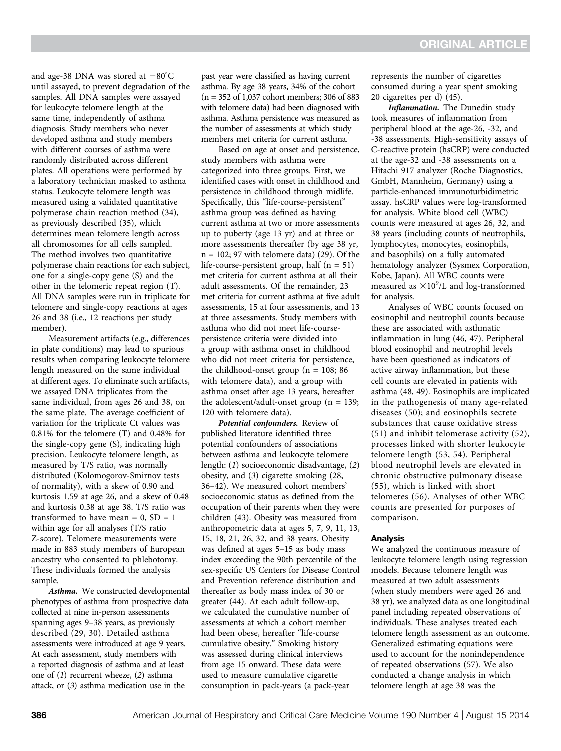and age-38 DNA was stored at $-80^{\circ}C$ until assayed, to prevent degradation of the samples. All DNA samples were assayed for leukocyte telomere length at the same time, independently of asthma diagnosis. Study members who never developed asthma and study members with different courses of asthma were randomly distributed across different plates. All operations were performed by a laboratory technician masked to asthma status. Leukocyte telomere length was measured using a validated quantitative polymerase chain reaction method (34), as previously described (35), which determines mean telomere length across all chromosomes for all cells sampled. The method involves two quantitative polymerase chain reactions for each subject, one for a single-copy gene (S) and the other in the telomeric repeat region (T). All DNA samples were run in triplicate for telomere and single-copy reactions at ages 26 and 38 (i.e., 12 reactions per study member).

Measurement artifacts (e.g., differences in plate conditions) may lead to spurious results when comparing leukocyte telomere length measured on the same individual at different ages. To eliminate such artifacts, we assayed DNA triplicates from the same individual, from ages 26 and 38, on the same plate. The average coefficient of variation for the triplicate Ct values was 0.81% for the telomere (T) and 0.48% for the single-copy gene (S), indicating high precision. Leukocyte telomere length, as measured by T/S ratio, was normally distributed (Kolomogorov-Smirnov tests of normality), with a skew of 0.90 and kurtosis 1.59 at age 26, and a skew of 0.48 and kurtosis 0.38 at age 38. T/S ratio was transformed to have mean = 0, SD = 1 within age for all analyses (T/S ratio Z-score). Telomere measurements were made in 883 study members of European ancestry who consented to phlebotomy. These individuals formed the analysis sample.

***Asthma.*** We constructed developmental phenotypes of asthma from prospective data collected at nine in-person assessments spanning ages 9–38 years, as previously described (29, 30). Detailed asthma assessments were introduced at age 9 years. At each assessment, study members with a reported diagnosis of asthma and at least one of (*1*) recurrent wheeze, (*2*) asthma attack, or (*3*) asthma medication use in the past year were classified as having current asthma. By age 38 years, 34% of the cohort (n = 352 of 1,037 cohort members; 306 of 883 with telomere data) had been diagnosed with asthma. Asthma persistence was measured as the number of assessments at which study members met criteria for current asthma.

Based on age at onset and persistence, study members with asthma were categorized into three groups. First, we identified cases with onset in childhood and persistence in childhood through midlife. Specifically, this "life-course-persistent" asthma group was defined as having current asthma at two or more assessments up to puberty (age 13 yr) and at three or more assessments thereafter (by age 38 yr, n = 102; 97 with telomere data) (29). Of the life-course-persistent group, half (n = 51) met criteria for current asthma at all their adult assessments. Of the remainder, 23 met criteria for current asthma at five adult assessments, 15 at four assessments, and 13 at three assessments. Study members with asthma who did not meet life-course-persistence criteria were divided into a group with asthma onset in childhood who did not meet criteria for persistence, the childhood-onset group (n = 108; 86 with telomere data), and a group with asthma onset after age 13 years, hereafter the adolescent/adult-onset group (n = 139; 120 with telomere data).

***Potential confounders.*** Review of published literature identified three potential confounders of associations between asthma and leukocyte telomere length: (*1*) socioeconomic disadvantage, (*2*) obesity, and (*3*) cigarette smoking (28, 36–42). We measured cohort members' socioeconomic status as defined from the occupation of their parents when they were children (43). Obesity was measured from anthropometric data at ages 5, 7, 9, 11, 13, 15, 18, 21, 26, 32, and 38 years. Obesity was defined at ages 5–15 as body mass index exceeding the 90th percentile of the sex-specific US Centers for Disease Control and Prevention reference distribution and thereafter as body mass index of 30 or greater (44). At each adult follow-up, we calculated the cumulative number of assessments at which a cohort member had been obese, hereafter "life-course cumulative obesity." Smoking history was assessed during clinical interviews from age 15 onward. These data were used to measure cumulative cigarette consumption in pack-years (a pack-year represents the number of cigarettes consumed during a year spent smoking 20 cigarettes per d) (45).

***Inflammation.*** The Dunedin study took measures of inflammation from peripheral blood at the age-26, -32, and -38 assessments. High-sensitivity assays of C-reactive protein (hsCRP) were conducted at the age-32 and -38 assessments on a Hitachi 917 analyzer (Roche Diagnostics, GmbH, Mannheim, Germany) using a particle-enhanced immunoturbidimetric assay. hsCRP values were log-transformed for analysis. White blood cell (WBC) counts were measured at ages 26, 32, and 38 years (including counts of neutrophils, lymphocytes, monocytes, eosinophils, and basophils) on a fully automated hematology analyzer (Sysmex Corporation, Kobe, Japan). All WBC counts were measured as $\times 10^9$/L and log-transformed for analysis.

Analyses of WBC counts focused on eosinophil and neutrophil counts because these are associated with asthmatic inflammation in lung (46, 47). Peripheral blood eosinophil and neutrophil levels have been questioned as indicators of active airway inflammation, but these cell counts are elevated in patients with asthma (48, 49). Eosinophils are implicated in the pathogenesis of many age-related diseases (50); and eosinophils secrete substances that cause oxidative stress (51) and inhibit telomerase activity (52), processes linked with shorter leukocyte telomere length (53, 54). Peripheral blood neutrophil levels are elevated in chronic obstructive pulmonary disease (55), which is linked with short telomeres (56). Analyses of other WBC counts are presented for purposes of comparison.

### Analysis

We analyzed the continuous measure of leukocyte telomere length using regression models. Because telomere length was measured at two adult assessments (when study members were aged 26 and 38 yr), we analyzed data as one longitudinal panel including repeated observations of individuals. These analyses treated each telomere length assessment as an outcome. Generalized estimating equations were used to account for the nonindependence of repeated observations (57). We also conducted a change analysis in which telomere length at age 38 was the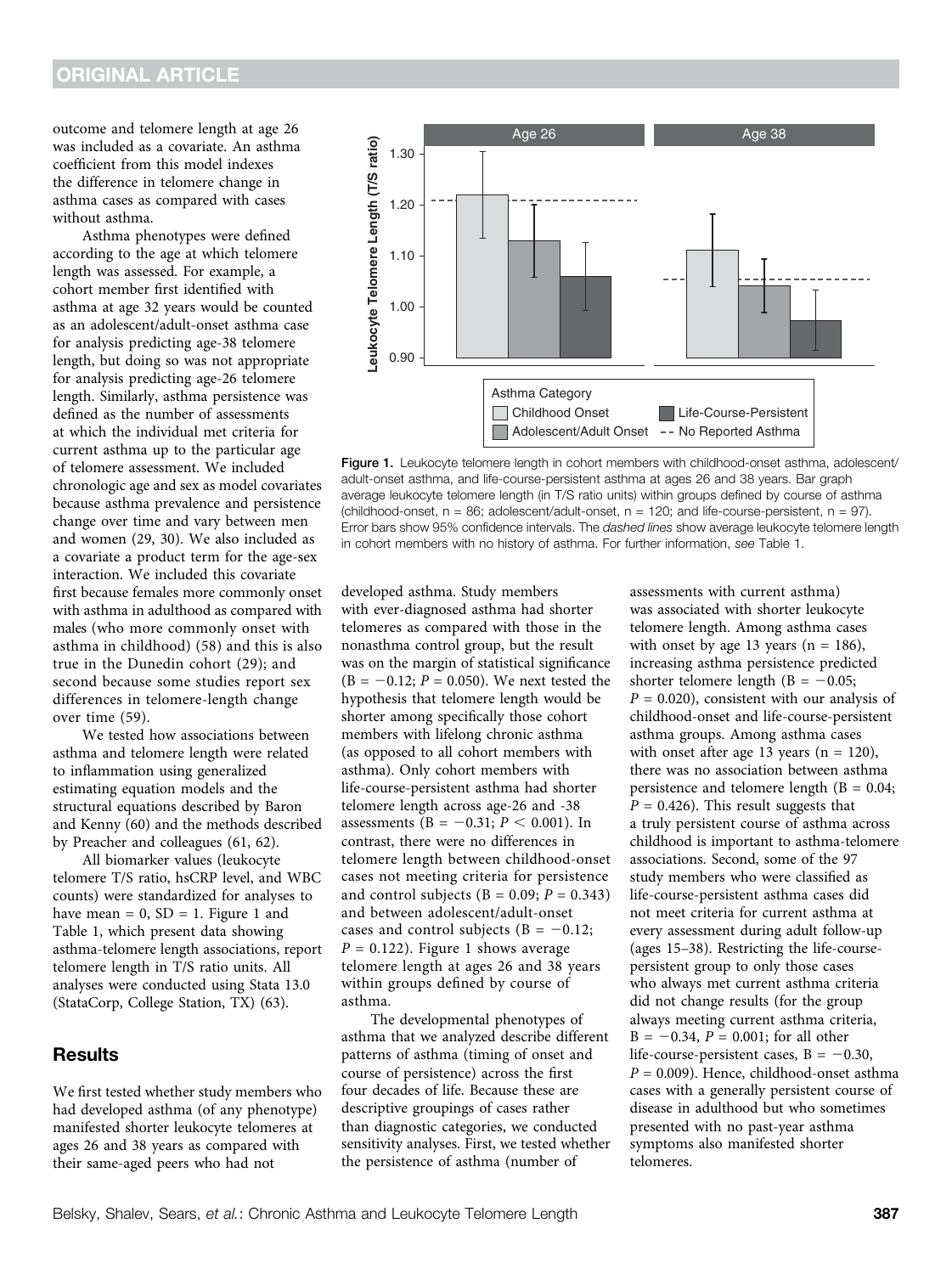outcome and telomere length at age 26 was included as a covariate. An asthma coefficient from this model indexes the difference in telomere change in asthma cases as compared with cases without asthma.

Asthma phenotypes were defined according to the age at which telomere length was assessed. For example, a cohort member first identified with asthma at age 32 years would be counted as an adolescent/adult-onset asthma case for analysis predicting age-38 telomere length, but doing so was not appropriate for analysis predicting age-26 telomere length. Similarly, asthma persistence was defined as the number of assessments at which the individual met criteria for current asthma up to the particular age of telomere assessment. We included chronologic age and sex as model covariates because asthma prevalence and persistence change over time and vary between men and women (29, 30). We also included as a covariate a product term for the age-sex interaction. We included this covariate first because females more commonly onset with asthma in adulthood as compared with males (who more commonly onset with asthma in childhood) (58) and this is also true in the Dunedin cohort (29); and second because some studies report sex differences in telomere-length change over time (59).

We tested how associations between asthma and telomere length were related to inflammation using generalized estimating equation models and the structural equations described by Baron and Kenny (60) and the methods described by Preacher and colleagues (61, 62).

All biomarker values (leukocyte telomere T/S ratio, hsCRP level, and WBC counts) were standardized for analyses to have mean = 0, SD = 1. Figure 1 and Table 1, which present data showing asthma-telomere length associations, report telomere length in T/S ratio units. All analyses were conducted using Stata 13.0 (StataCorp, College Station, TX) (63).

## Results

We first tested whether study members who had developed asthma (of any phenotype) manifested shorter leukocyte telomeres at ages 26 and 38 years as compared with their same-aged peers who had not developed asthma. Study members with ever-diagnosed asthma had shorter telomeres as compared with those in the nonasthma control group, but the result was on the margin of statistical significance ($B = -0.12$; $P = 0.050$). We next tested the hypothesis that telomere length would be shorter among specifically those cohort members with lifelong chronic asthma (as opposed to all cohort members with asthma). Only cohort members with life-course-persistent asthma had shorter telomere length across age-26 and -38 assessments ($B = -0.31$; $P < 0.001$). In contrast, there were no differences in telomere length between childhood-onset cases not meeting criteria for persistence and control subjects ($B = 0.09$; $P = 0.343$) and between adolescent/adult-onset cases and control subjects ($B = -0.12$; $P = 0.122$). Figure 1 shows average telomere length at ages 26 and 38 years within groups defined by course of asthma.

**Figure 1.** Leukocyte telomere length in cohort members with childhood-onset asthma, adolescent/adult-onset asthma, and life-course-persistent asthma at ages 26 and 38 years. Bar graph average leukocyte telomere length (in T/S ratio units) within groups defined by course of asthma (childhood-onset, n = 86; adolescent/adult-onset, n = 120; and life-course-persistent, n = 97). Error bars show 95% confidence intervals. The *dashed lines* show average leukocyte telomere length in cohort members with no history of asthma. For further information, *see* Table 1.

The developmental phenotypes of asthma that we analyzed describe different patterns of asthma (timing of onset and course of persistence) across the first four decades of life. Because these are descriptive groupings of cases rather than diagnostic categories, we conducted sensitivity analyses. First, we tested whether the persistence of asthma (number of assessments with current asthma) was associated with shorter leukocyte telomere length. Among asthma cases with onset by age 13 years (n = 186), increasing asthma persistence predicted shorter telomere length ($B = -0.05$; $P = 0.020$), consistent with our analysis of childhood-onset and life-course-persistent asthma groups. Among asthma cases with onset after age 13 years (n = 120), there was no association between asthma persistence and telomere length ($B = 0.04$; $P = 0.426$). This result suggests that a truly persistent course of asthma across childhood is important to asthma-telomere associations. Second, some of the 97 study members who were classified as life-course-persistent asthma cases did not meet criteria for current asthma at every assessment during adult follow-up (ages 15–38). Restricting the life-course-persistent group to only those cases who always met current asthma criteria did not change results (for the group always meeting current asthma criteria, $B = -0.34$, $P = 0.001$; for all other life-course-persistent cases, $B = -0.30$, $P = 0.009$). Hence, childhood-onset asthma cases with a generally persistent course of disease in adulthood but who sometimes presented with no past-year asthma symptoms also manifested shorter telomeres.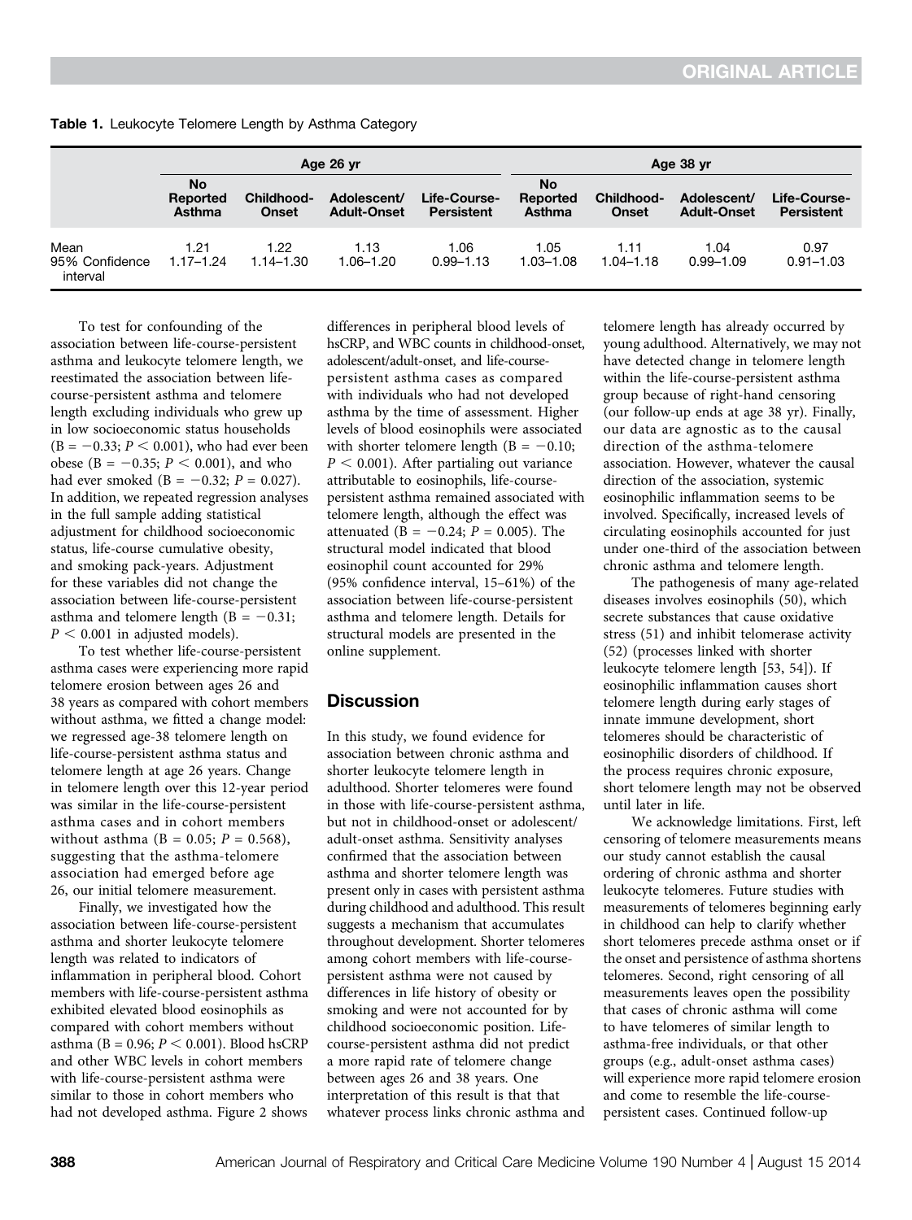**Table 1.** Leukocyte Telomere Length by Asthma Category

| | Age 26 yr | | | | Age 38 yr | | | |
|---|---|---|---|---|---|---|---|---|
| | No Reported Asthma | Childhood-Onset | Adolescent/ Adult-Onset | Life-Course-Persistent | No Reported Asthma | Childhood-Onset | Adolescent/ Adult-Onset | Life-Course-Persistent |
| Mean | 1.21 | 1.22 | 1.13 | 1.06 | 1.05 | 1.11 | 1.04 | 0.97 |
| 95% Confidence interval | 1.17–1.24 | 1.14–1.30 | 1.06–1.20 | 0.99–1.13 | 1.03–1.08 | 1.04–1.18 | 0.99–1.09 | 0.91–1.03 |

To test for confounding of the association between life-course-persistent asthma and leukocyte telomere length, we reestimated the association between life-course-persistent asthma and telomere length excluding individuals who grew up in low socioeconomic status households ($B = -0.33$; $P < 0.001$), who had ever been obese ($B = -0.35$; $P < 0.001$), and who had ever smoked ($B = -0.32$; $P = 0.027$). In addition, we repeated regression analyses in the full sample adding statistical adjustment for childhood socioeconomic status, life-course cumulative obesity, and smoking pack-years. Adjustment for these variables did not change the association between life-course-persistent asthma and telomere length ($B = -0.31$; $P < 0.001$ in adjusted models).

To test whether life-course-persistent asthma cases were experiencing more rapid telomere erosion between ages 26 and 38 years as compared with cohort members without asthma, we fitted a change model: we regressed age-38 telomere length on life-course-persistent asthma status and telomere length at age 26 years. Change in telomere length over this 12-year period was similar in the life-course-persistent asthma cases and in cohort members without asthma ($B = 0.05$; $P = 0.568$), suggesting that the asthma-telomere association had emerged before age 26, our initial telomere measurement.

Finally, we investigated how the association between life-course-persistent asthma and shorter leukocyte telomere length was related to indicators of inflammation in peripheral blood. Cohort members with life-course-persistent asthma exhibited elevated blood eosinophils as compared with cohort members without asthma ($B = 0.96$; $P < 0.001$). Blood hsCRP and other WBC levels in cohort members with life-course-persistent asthma were similar to those in cohort members who had not developed asthma. Figure 2 shows differences in peripheral blood levels of hsCRP, and WBC counts in childhood-onset, adolescent/adult-onset, and life-course-persistent asthma cases as compared with individuals who had not developed asthma by the time of assessment. Higher levels of blood eosinophils were associated with shorter telomere length ($B = -0.10$; $P < 0.001$). After partialing out variance attributable to eosinophils, life-course-persistent asthma remained associated with telomere length, although the effect was attenuated ($B = -0.24$; $P = 0.005$). The structural model indicated that blood eosinophil count accounted for 29% (95% confidence interval, 15–61%) of the association between life-course-persistent asthma and telomere length. Details for structural models are presented in the online supplement.

## Discussion

In this study, we found evidence for association between chronic asthma and shorter leukocyte telomere length in adulthood. Shorter telomeres were found in those with life-course-persistent asthma, but not in childhood-onset or adolescent/adult-onset asthma. Sensitivity analyses confirmed that the association between asthma and shorter telomere length was present only in cases with persistent asthma during childhood and adulthood. This result suggests a mechanism that accumulates throughout development. Shorter telomeres among cohort members with life-course-persistent asthma were not caused by differences in life history of obesity or smoking and were not accounted for by childhood socioeconomic position. Life-course-persistent asthma did not predict a more rapid rate of telomere change between ages 26 and 38 years. One interpretation of this result is that that whatever process links chronic asthma and telomere length has already occurred by young adulthood. Alternatively, we may not have detected change in telomere length within the life-course-persistent asthma group because of right-hand censoring (our follow-up ends at age 38 yr). Finally, our data are agnostic as to the causal direction of the asthma-telomere association. However, whatever the causal direction of the association, systemic eosinophilic inflammation seems to be involved. Specifically, increased levels of circulating eosinophils accounted for just under one-third of the association between chronic asthma and telomere length.

The pathogenesis of many age-related diseases involves eosinophils (50), which secrete substances that cause oxidative stress (51) and inhibit telomerase activity (52) (processes linked with shorter leukocyte telomere length [53, 54]). If eosinophilic inflammation causes short telomere length during early stages of innate immune development, short telomeres should be characteristic of eosinophilic disorders of childhood. If the process requires chronic exposure, short telomere length may not be observed until later in life.

We acknowledge limitations. First, left censoring of telomere measurements means our study cannot establish the causal ordering of chronic asthma and shorter leukocyte telomeres. Future studies with measurements of telomeres beginning early in childhood can help to clarify whether short telomeres precede asthma onset or if the onset and persistence of asthma shortens telomeres. Second, right censoring of all measurements leaves open the possibility that cases of chronic asthma will come to have telomeres of similar length to asthma-free individuals, or that other groups (e.g., adult-onset asthma cases) will experience more rapid telomere erosion and come to resemble the life-course-persistent cases. Continued follow-up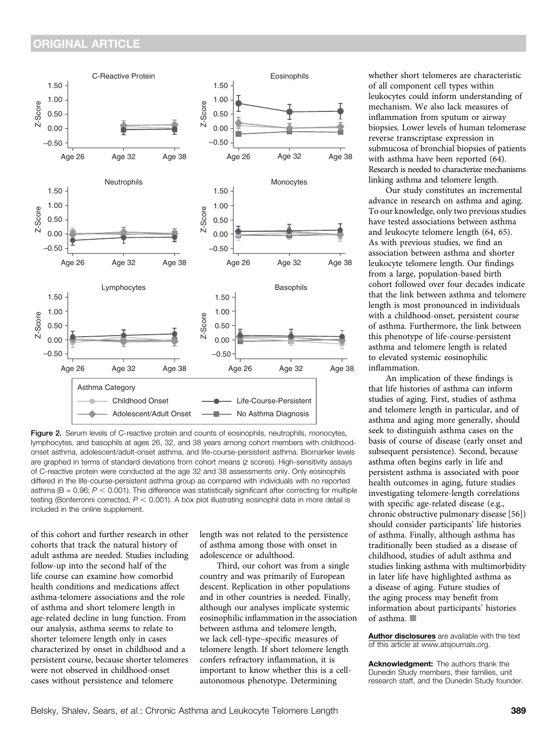C-Reactive Protein

Eosinophils

Neutrophils

Monocytes

Lymphocytes

Basophils

Z-Score

1.50
1.00
0.50
0.00
–0.50

Age 26
Age 32
Age 38

Asthma Category

Childhood Onset
Adolescent/Adult Onset
Life-Course-Persistent
No Asthma Diagnosis

**Figure 2.** Serum levels of C-reactive protein and counts of eosinophils, neutrophils, monocytes, lymphocytes, and basophils at ages 26, 32, and 38 years among cohort members with childhood-onset asthma, adolescent/adult-onset asthma, and life-course-persistent asthma. Biomarker levels are graphed in terms of standard deviations from cohort means (*z* scores). High-sensitivity assays of C-reactive protein were conducted at the age 32 and 38 assessments only. Only eosinophils differed in the life-course-persistent asthma group as compared with individuals with no reported asthma (B = 0.96; $P < 0.001$). This difference was statistically significant after correcting for multiple testing (Bonferronni corrected, $P < 0.001$). A box plot illustrating eosinophil data in more detail is included in the online supplement.

of this cohort and further research in other cohorts that track the natural history of adult asthma are needed. Studies including follow-up into the second half of the life course can examine how comorbid health conditions and medications affect asthma-telomere associations and the role of asthma and short telomere length in age-related decline in lung function. From our analysis, asthma seems to relate to shorter telomere length only in cases characterized by onset in childhood and a persistent course, because shorter telomeres were not observed in childhood-onset cases without persistence and telomere length was not related to the persistence of asthma among those with onset in adolescence or adulthood.

Third, our cohort was from a single country and was primarily of European descent. Replication in other populations and in other countries is needed. Finally, although our analyses implicate systemic eosinophilic inflammation in the association between asthma and telomere length, we lack cell-type–specific measures of telomere length. If short telomere length confers refractory inflammation, it is important to know whether this is a cell-autonomous phenotype. Determining whether short telomeres are characteristic of all component cell types within leukocytes could inform understanding of mechanism. We also lack measures of inflammation from sputum or airway biopsies. Lower levels of human telomerase reverse transcriptase expression in submucosa of bronchial biopsies of patients with asthma have been reported (64). Research is needed to characterize mechanisms linking asthma and telomere length.

Our study constitutes an incremental advance in research on asthma and aging. To our knowledge, only two previous studies have tested associations between asthma and leukocyte telomere length (64, 65). As with previous studies, we find an association between asthma and shorter leukocyte telomere length. Our findings from a large, population-based birth cohort followed over four decades indicate that the link between asthma and telomere length is most pronounced in individuals with a childhood-onset, persistent course of asthma. Furthermore, the link between this phenotype of life-course-persistent asthma and telomere length is related to elevated systemic eosinophilic inflammation.

An implication of these findings is that life histories of asthma can inform studies of aging. First, studies of asthma and telomere length in particular, and of asthma and aging more generally, should seek to distinguish asthma cases on the basis of course of disease (early onset and subsequent persistence). Second, because asthma often begins early in life and persistent asthma is associated with poor health outcomes in aging, future studies investigating telomere-length correlations with specific age-related disease (e.g., chronic obstructive pulmonary disease [56]) should consider participants' life histories of asthma. Finally, although asthma has traditionally been studied as a disease of childhood, studies of adult asthma and studies linking asthma with multimorbidity in later life have highlighted asthma as a disease of aging. Future studies of the aging process may benefit from information about participants' histories of asthma. ■

**Author disclosures** are available with the text of this article at www.atsjournals.org.

**Acknowledgment:** The authors thank the Dunedin Study members, their families, unit research staff, and the Dunedin Study founder.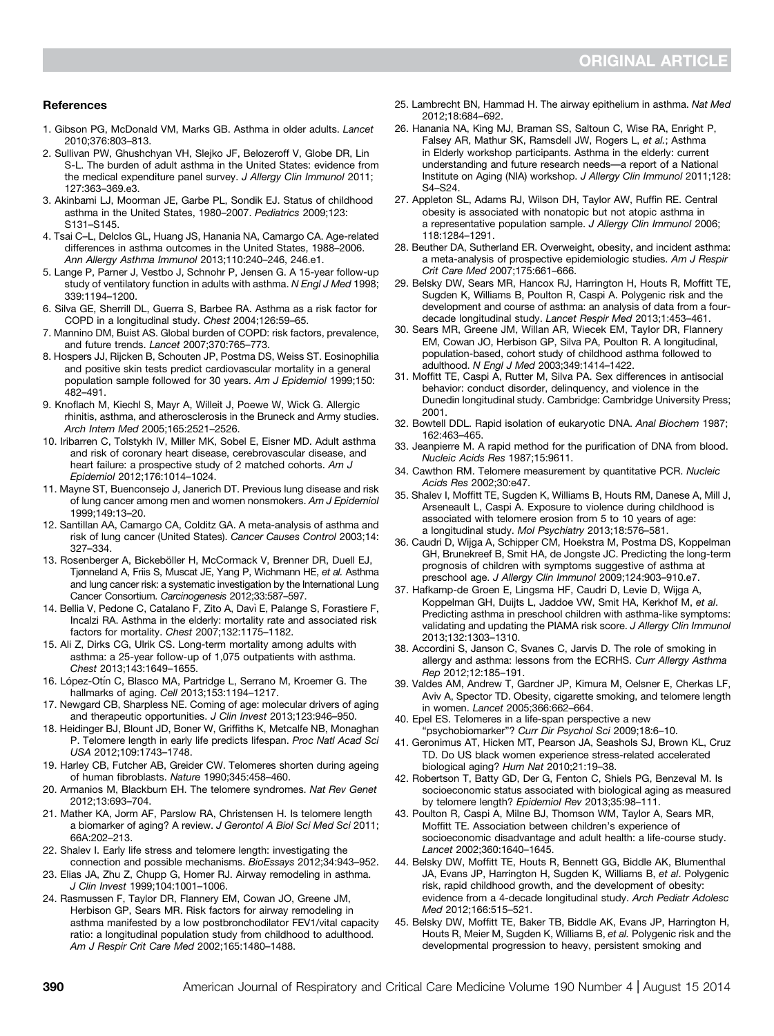## References

1. Gibson PG, McDonald VM, Marks GB. Asthma in older adults. *Lancet* 2010;376:803–813.
2. Sullivan PW, Ghushchyan VH, Slejko JF, Belozeroff V, Globe DR, Lin S-L. The burden of adult asthma in the United States: evidence from the medical expenditure panel survey. *J Allergy Clin Immunol* 2011; 127:363–369.e3.
3. Akinbami LJ, Moorman JE, Garbe PL, Sondik EJ. Status of childhood asthma in the United States, 1980–2007. *Pediatrics* 2009;123: S131–S145.
4. Tsai C–L, Delclos GL, Huang JS, Hanania NA, Camargo CA. Age-related differences in asthma outcomes in the United States, 1988–2006. *Ann Allergy Asthma Immunol* 2013;110:240–246, 246.e1.
5. Lange P, Parner J, Vestbo J, Schnohr P, Jensen G. A 15-year follow-up study of ventilatory function in adults with asthma. *N Engl J Med* 1998; 339:1194–1200.
6. Silva GE, Sherrill DL, Guerra S, Barbee RA. Asthma as a risk factor for COPD in a longitudinal study. *Chest* 2004;126:59–65.
7. Mannino DM, Buist AS. Global burden of COPD: risk factors, prevalence, and future trends. *Lancet* 2007;370:765–773.
8. Hospers JJ, Rijcken B, Schouten JP, Postma DS, Weiss ST. Eosinophilia and positive skin tests predict cardiovascular mortality in a general population sample followed for 30 years. *Am J Epidemiol* 1999;150: 482–491.
9. Knoflach M, Kiechl S, Mayr A, Willeit J, Poewe W, Wick G. Allergic rhinitis, asthma, and atherosclerosis in the Bruneck and Army studies. *Arch Intern Med* 2005;165:2521–2526.
10. Iribarren C, Tolstykh IV, Miller MK, Sobel E, Eisner MD. Adult asthma and risk of coronary heart disease, cerebrovascular disease, and heart failure: a prospective study of 2 matched cohorts. *Am J Epidemiol* 2012;176:1014–1024.
11. Mayne ST, Buenconsejo J, Janerich DT. Previous lung disease and risk of lung cancer among men and women nonsmokers. *Am J Epidemiol* 1999;149:13–20.
12. Santillan AA, Camargo CA, Colditz GA. A meta-analysis of asthma and risk of lung cancer (United States). *Cancer Causes Control* 2003;14: 327–334.
13. Rosenberger A, Bickeböller H, McCormack V, Brenner DR, Duell EJ, Tjønneland A, Friis S, Muscat JE, Yang P, Wichmann HE, *et al.* Asthma and lung cancer risk: a systematic investigation by the International Lung Cancer Consortium. *Carcinogenesis* 2012;33:587–597.
14. Bellia V, Pedone C, Catalano F, Zito A, Davì E, Palange S, Forastiere F, Incalzi RA. Asthma in the elderly: mortality rate and associated risk factors for mortality. *Chest* 2007;132:1175–1182.
15. Ali Z, Dirks CG, Ulrik CS. Long-term mortality among adults with asthma: a 25-year follow-up of 1,075 outpatients with asthma. *Chest* 2013;143:1649–1655.
16. López-Otín C, Blasco MA, Partridge L, Serrano M, Kroemer G. The hallmarks of aging. *Cell* 2013;153:1194–1217.
17. Newgard CB, Sharpless NE. Coming of age: molecular drivers of aging and therapeutic opportunities. *J Clin Invest* 2013;123:946–950.
18. Heidinger BJ, Blount JD, Boner W, Griffiths K, Metcalfe NB, Monaghan P. Telomere length in early life predicts lifespan. *Proc Natl Acad Sci USA* 2012;109:1743–1748.
19. Harley CB, Futcher AB, Greider CW. Telomeres shorten during ageing of human fibroblasts. *Nature* 1990;345:458–460.
20. Armanios M, Blackburn EH. The telomere syndromes. *Nat Rev Genet* 2012;13:693–704.
21. Mather KA, Jorm AF, Parslow RA, Christensen H. Is telomere length a biomarker of aging? A review. *J Gerontol A Biol Sci Med Sci* 2011; 66A:202–213.
22. Shalev I. Early life stress and telomere length: investigating the connection and possible mechanisms. *BioEssays* 2012;34:943–952.
23. Elias JA, Zhu Z, Chupp G, Homer RJ. Airway remodeling in asthma. *J Clin Invest* 1999;104:1001–1006.
24. Rasmussen F, Taylor DR, Flannery EM, Cowan JO, Greene JM, Herbison GP, Sears MR. Risk factors for airway remodeling in asthma manifested by a low postbronchodilator FEV1/vital capacity ratio: a longitudinal population study from childhood to adulthood. *Am J Respir Crit Care Med* 2002;165:1480–1488.
25. Lambrecht BN, Hammad H. The airway epithelium in asthma. *Nat Med* 2012;18:684–692.
26. Hanania NA, King MJ, Braman SS, Saltoun C, Wise RA, Enright P, Falsey AR, Mathur SK, Ramsdell JW, Rogers L, *et al.*; Asthma in Elderly workshop participants. Asthma in the elderly: current understanding and future research needs—a report of a National Institute on Aging (NIA) workshop. *J Allergy Clin Immunol* 2011;128: S4–S24.
27. Appleton SL, Adams RJ, Wilson DH, Taylor AW, Ruffin RE. Central obesity is associated with nonatopic but not atopic asthma in a representative population sample. *J Allergy Clin Immunol* 2006; 118:1284–1291.
28. Beuther DA, Sutherland ER. Overweight, obesity, and incident asthma: a meta-analysis of prospective epidemiologic studies. *Am J Respir Crit Care Med* 2007;175:661–666.
29. Belsky DW, Sears MR, Hancox RJ, Harrington H, Houts R, Moffitt TE, Sugden K, Williams B, Poulton R, Caspi A. Polygenic risk and the development and course of asthma: an analysis of data from a four-decade longitudinal study. *Lancet Respir Med* 2013;1:453–461.
30. Sears MR, Greene JM, Willan AR, Wiecek EM, Taylor DR, Flannery EM, Cowan JO, Herbison GP, Silva PA, Poulton R. A longitudinal, population-based, cohort study of childhood asthma followed to adulthood. *N Engl J Med* 2003;349:1414–1422.
31. Moffitt TE, Caspi A, Rutter M, Silva PA. Sex differences in antisocial behavior: conduct disorder, delinquency, and violence in the Dunedin longitudinal study. Cambridge: Cambridge University Press; 2001.
32. Bowtell DDL. Rapid isolation of eukaryotic DNA. *Anal Biochem* 1987; 162:463–465.
33. Jeanpierre M. A rapid method for the purification of DNA from blood. *Nucleic Acids Res* 1987;15:9611.
34. Cawthon RM. Telomere measurement by quantitative PCR. *Nucleic Acids Res* 2002;30:e47.
35. Shalev I, Moffitt TE, Sugden K, Williams B, Houts RM, Danese A, Mill J, Arseneault L, Caspi A. Exposure to violence during childhood is associated with telomere erosion from 5 to 10 years of age: a longitudinal study. *Mol Psychiatry* 2013;18:576–581.
36. Caudri D, Wijga A, Schipper CM, Hoekstra M, Postma DS, Koppelman GH, Brunekreef B, Smit HA, de Jongste JC. Predicting the long-term prognosis of children with symptoms suggestive of asthma at preschool age. *J Allergy Clin Immunol* 2009;124:903–910.e7.
37. Hafkamp-de Groen E, Lingsma HF, Caudri D, Levie D, Wijga A, Koppelman GH, Duijts L, Jaddoe VW, Smit HA, Kerkhof M, *et al*. Predicting asthma in preschool children with asthma-like symptoms: validating and updating the PIAMA risk score. *J Allergy Clin Immunol* 2013;132:1303–1310.
38. Accordini S, Janson C, Svanes C, Jarvis D. The role of smoking in allergy and asthma: lessons from the ECRHS. *Curr Allergy Asthma Rep* 2012;12:185–191.
39. Valdes AM, Andrew T, Gardner JP, Kimura M, Oelsner E, Cherkas LF, Aviv A, Spector TD. Obesity, cigarette smoking, and telomere length in women. *Lancet* 2005;366:662–664.
40. Epel ES. Telomeres in a life-span perspective a new "psychobiomarker"? *Curr Dir Psychol Sci* 2009;18:6–10.
41. Geronimus AT, Hicken MT, Pearson JA, Seashols SJ, Brown KL, Cruz TD. Do US black women experience stress-related accelerated biological aging? *Hum Nat* 2010;21:19–38.
42. Robertson T, Batty GD, Der G, Fenton C, Shiels PG, Benzeval M. Is socioeconomic status associated with biological aging as measured by telomere length? *Epidemiol Rev* 2013;35:98–111.
43. Poulton R, Caspi A, Milne BJ, Thomson WM, Taylor A, Sears MR, Moffitt TE. Association between children's experience of socioeconomic disadvantage and adult health: a life-course study. *Lancet* 2002;360:1640–1645.
44. Belsky DW, Moffitt TE, Houts R, Bennett GG, Biddle AK, Blumenthal JA, Evans JP, Harrington H, Sugden K, Williams B, *et al*. Polygenic risk, rapid childhood growth, and the development of obesity: evidence from a 4-decade longitudinal study. *Arch Pediatr Adolesc Med* 2012;166:515–521.
45. Belsky DW, Moffitt TE, Baker TB, Biddle AK, Evans JP, Harrington H, Houts R, Meier M, Sugden K, Williams B, *et al.* Polygenic risk and the developmental progression to heavy, persistent smoking and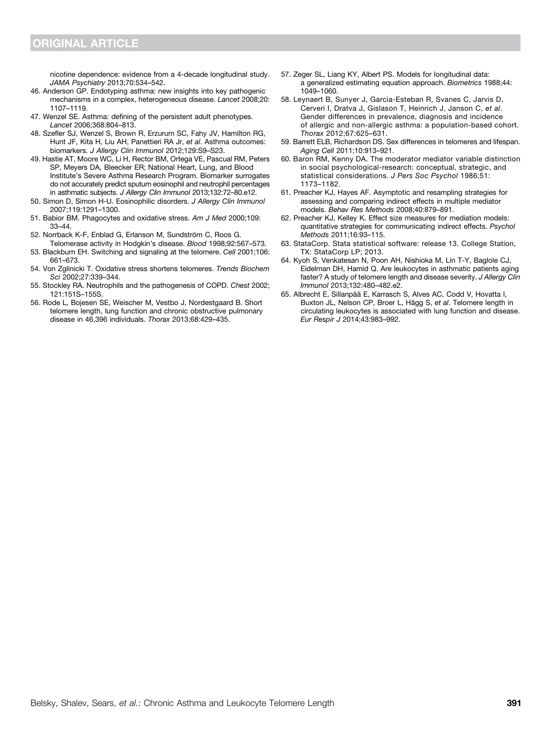nicotine dependence: evidence from a 4-decade longitudinal study. *JAMA Psychiatry* 2013;70:534–542.

46. Anderson GP. Endotyping asthma: new insights into key pathogenic mechanisms in a complex, heterogeneous disease. *Lancet* 2008;20: 1107–1119.
47. Wenzel SE. Asthma: defining of the persistent adult phenotypes. *Lancet* 2006;368:804–813.
48. Szefler SJ, Wenzel S, Brown R, Erzurum SC, Fahy JV, Hamilton RG, Hunt JF, Kita H, Liu AH, Panettieri RA Jr, *et al*. Asthma outcomes: biomarkers. *J Allergy Clin Immunol* 2012;129:S9–S23.
49. Hastie AT, Moore WC, Li H, Rector BM, Ortega VE, Pascual RM, Peters SP, Meyers DA, Bleecker ER; National Heart, Lung, and Blood Institute's Severe Asthma Research Program. Biomarker surrogates do not accurately predict sputum eosinophil and neutrophil percentages in asthmatic subjects. *J Allergy Clin Immunol* 2013;132:72–80.e12.
50. Simon D, Simon H-U. Eosinophilic disorders. *J Allergy Clin Immunol* 2007;119:1291–1300.
51. Babior BM. Phagocytes and oxidative stress. *Am J Med* 2000;109: 33–44.
52. Norrback K-F, Enblad G, Erlanson M, Sundström C, Roos G. Telomerase activity in Hodgkin's disease. *Blood* 1998;92:567–573.
53. Blackburn EH. Switching and signaling at the telomere. *Cell* 2001;106: 661–673.
54. Von Zglinicki T. Oxidative stress shortens telomeres. *Trends Biochem Sci* 2002;27:339–344.
55. Stockley RA. Neutrophils and the pathogenesis of COPD. *Chest* 2002; 121:151S–155S.
56. Rode L, Bojesen SE, Weischer M, Vestbo J, Nordestgaard B. Short telomere length, lung function and chronic obstructive pulmonary disease in 46,396 individuals. *Thorax* 2013;68:429–435.
57. Zeger SL, Liang KY, Albert PS. Models for longitudinal data: a generalized estimating equation approach. *Biometrics* 1988;44: 1049–1060.
58. Leynaert B, Sunyer J, Garcia-Esteban R, Svanes C, Jarvis D, Cerveri I, Dratva J, Gislason T, Heinrich J, Janson C, *et al*. Gender differences in prevalence, diagnosis and incidence of allergic and non-allergic asthma: a population-based cohort. *Thorax* 2012;67:625–631.
59. Barrett ELB, Richardson DS. Sex differences in telomeres and lifespan. *Aging Cell* 2011;10:913–921.
60. Baron RM, Kenny DA. The moderator mediator variable distinction in social psychological-research: conceptual, strategic, and statistical considerations. *J Pers Soc Psychol* 1986;51: 1173–1182.
61. Preacher KJ, Hayes AF. Asymptotic and resampling strategies for assessing and comparing indirect effects in multiple mediator models. *Behav Res Methods* 2008;40:879–891.
62. Preacher KJ, Kelley K. Effect size measures for mediation models: quantitative strategies for communicating indirect effects. *Psychol Methods* 2011;16:93–115.
63. StataCorp. Stata statistical software: release 13. College Station, TX: StataCorp LP; 2013.
64. Kyoh S, Venkatesan N, Poon AH, Nishioka M, Lin T-Y, Baglole CJ, Eidelman DH, Hamid Q. Are leukocytes in asthmatic patients aging faster? A study of telomere length and disease severity. *J Allergy Clin Immunol* 2013;132:480–482.e2.
65. Albrecht E, Sillanpää E, Karrasch S, Alves AC, Codd V, Hovatta I, Buxton JL, Nelson CP, Broer L, Hägg S, *et al*. Telomere length in circulating leukocytes is associated with lung function and disease. *Eur Respir J* 2014;43:983–992.